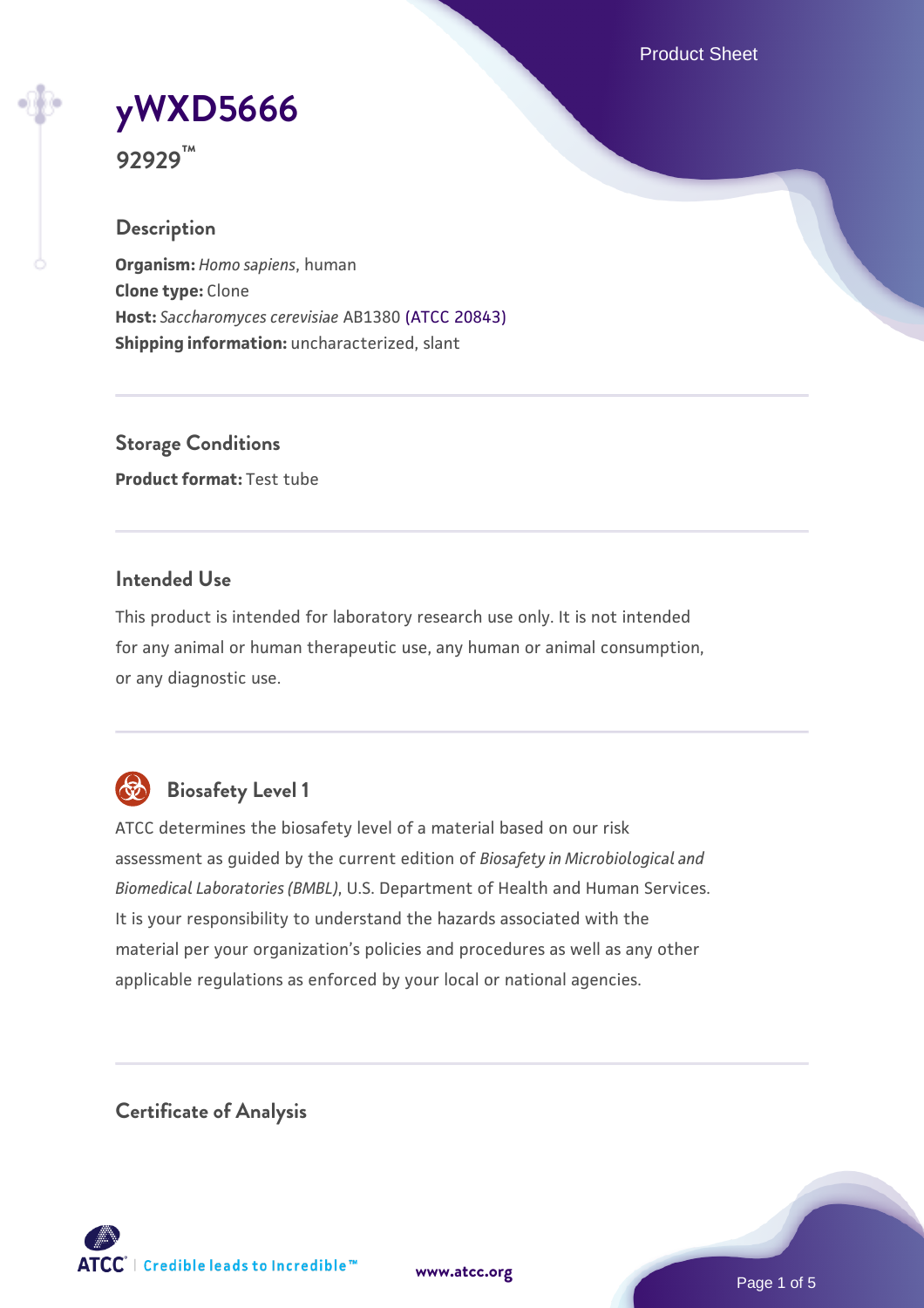# yWXD5666

**92929™**

## Description

**Organism:** *Homo sapiens*, human
**Clone type:** Clone
**Host:** *Saccharomyces cerevisiae* AB1380 (ATCC 20843)
**Shipping information:** uncharacterized, slant

## Storage Conditions

**Product format:** Test tube

## Intended Use

This product is intended for laboratory research use only. It is not intended for any animal or human therapeutic use, any human or animal consumption, or any diagnostic use.

## Biosafety Level 1

ATCC determines the biosafety level of a material based on our risk assessment as guided by the current edition of *Biosafety in Microbiological and Biomedical Laboratories (BMBL)*, U.S. Department of Health and Human Services. It is your responsibility to understand the hazards associated with the material per your organization's policies and procedures as well as any other applicable regulations as enforced by your local or national agencies.

## Certificate of Analysis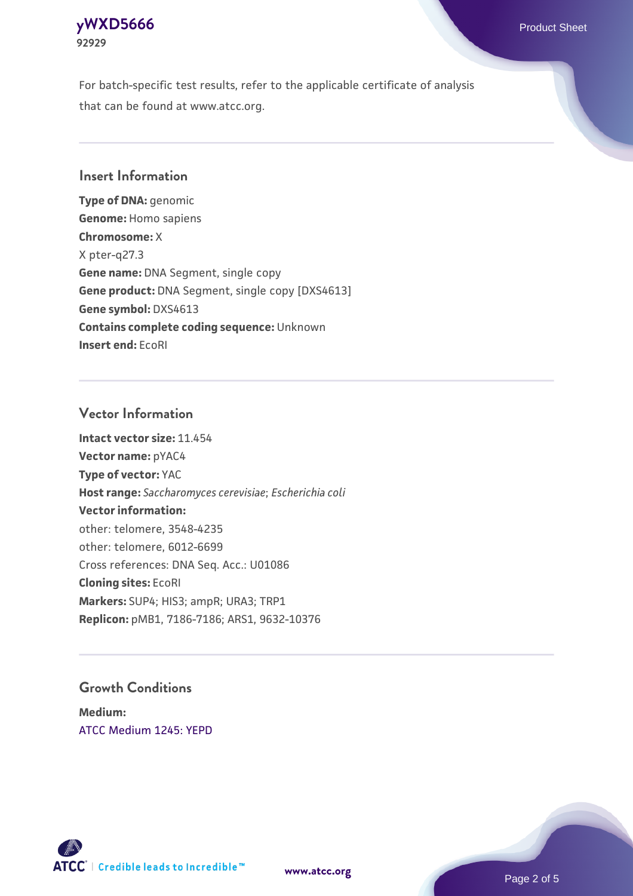For batch-specific test results, refer to the applicable certificate of analysis that can be found at www.atcc.org.

## Insert Information

**Type of DNA:** genomic
**Genome:** Homo sapiens
**Chromosome:** X
X pter-q27.3
**Gene name:** DNA Segment, single copy
**Gene product:** DNA Segment, single copy [DXS4613]
**Gene symbol:** DXS4613
**Contains complete coding sequence:** Unknown
**Insert end:** EcoRI

## Vector Information

**Intact vector size:** 11.454
**Vector name:** pYAC4
**Type of vector:** YAC
**Host range:** *Saccharomyces cerevisiae*; *Escherichia coli*
**Vector information:**
other: telomere, 3548-4235
other: telomere, 6012-6699
Cross references: DNA Seq. Acc.: U01086
**Cloning sites:** EcoRI
**Markers:** SUP4; HIS3; ampR; URA3; TRP1
**Replicon:** pMB1, 7186-7186; ARS1, 9632-10376

## Growth Conditions

**Medium:**
ATCC Medium 1245: YEPD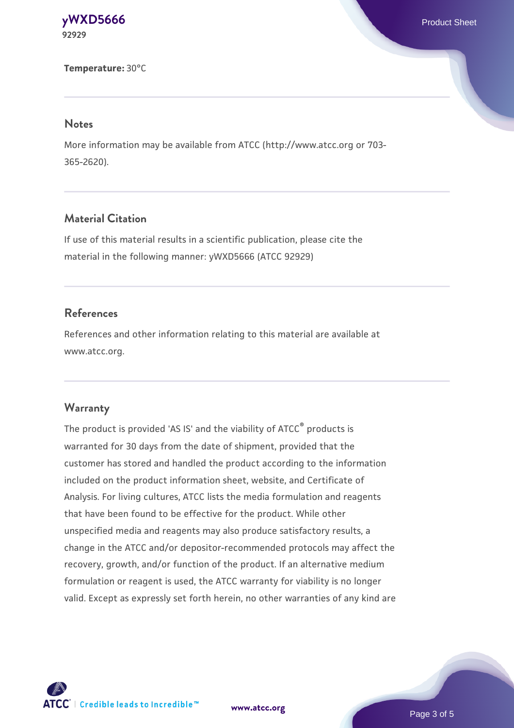**Temperature:** 30°C

## Notes

More information may be available from ATCC (http://www.atcc.org or 703-365-2620).

## Material Citation

If use of this material results in a scientific publication, please cite the material in the following manner: yWXD5666 (ATCC 92929)

## References

References and other information relating to this material are available at www.atcc.org.

## Warranty

The product is provided 'AS IS' and the viability of ATCC® products is warranted for 30 days from the date of shipment, provided that the customer has stored and handled the product according to the information included on the product information sheet, website, and Certificate of Analysis. For living cultures, ATCC lists the media formulation and reagents that have been found to be effective for the product. While other unspecified media and reagents may also produce satisfactory results, a change in the ATCC and/or depositor-recommended protocols may affect the recovery, growth, and/or function of the product. If an alternative medium formulation or reagent is used, the ATCC warranty for viability is no longer valid. Except as expressly set forth herein, no other warranties of any kind are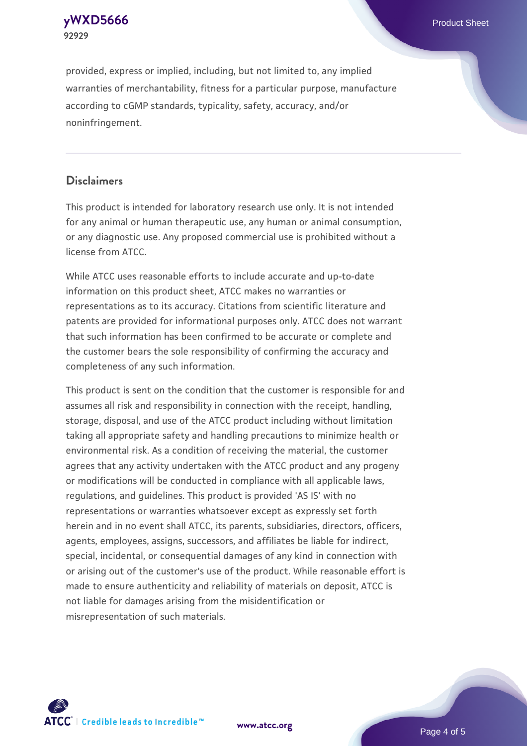provided, express or implied, including, but not limited to, any implied warranties of merchantability, fitness for a particular purpose, manufacture according to cGMP standards, typicality, safety, accuracy, and/or noninfringement.

## Disclaimers

This product is intended for laboratory research use only. It is not intended for any animal or human therapeutic use, any human or animal consumption, or any diagnostic use. Any proposed commercial use is prohibited without a license from ATCC.

While ATCC uses reasonable efforts to include accurate and up-to-date information on this product sheet, ATCC makes no warranties or representations as to its accuracy. Citations from scientific literature and patents are provided for informational purposes only. ATCC does not warrant that such information has been confirmed to be accurate or complete and the customer bears the sole responsibility of confirming the accuracy and completeness of any such information.

This product is sent on the condition that the customer is responsible for and assumes all risk and responsibility in connection with the receipt, handling, storage, disposal, and use of the ATCC product including without limitation taking all appropriate safety and handling precautions to minimize health or environmental risk. As a condition of receiving the material, the customer agrees that any activity undertaken with the ATCC product and any progeny or modifications will be conducted in compliance with all applicable laws, regulations, and guidelines. This product is provided 'AS IS' with no representations or warranties whatsoever except as expressly set forth herein and in no event shall ATCC, its parents, subsidiaries, directors, officers, agents, employees, assigns, successors, and affiliates be liable for indirect, special, incidental, or consequential damages of any kind in connection with or arising out of the customer's use of the product. While reasonable effort is made to ensure authenticity and reliability of materials on deposit, ATCC is not liable for damages arising from the misidentification or misrepresentation of such materials.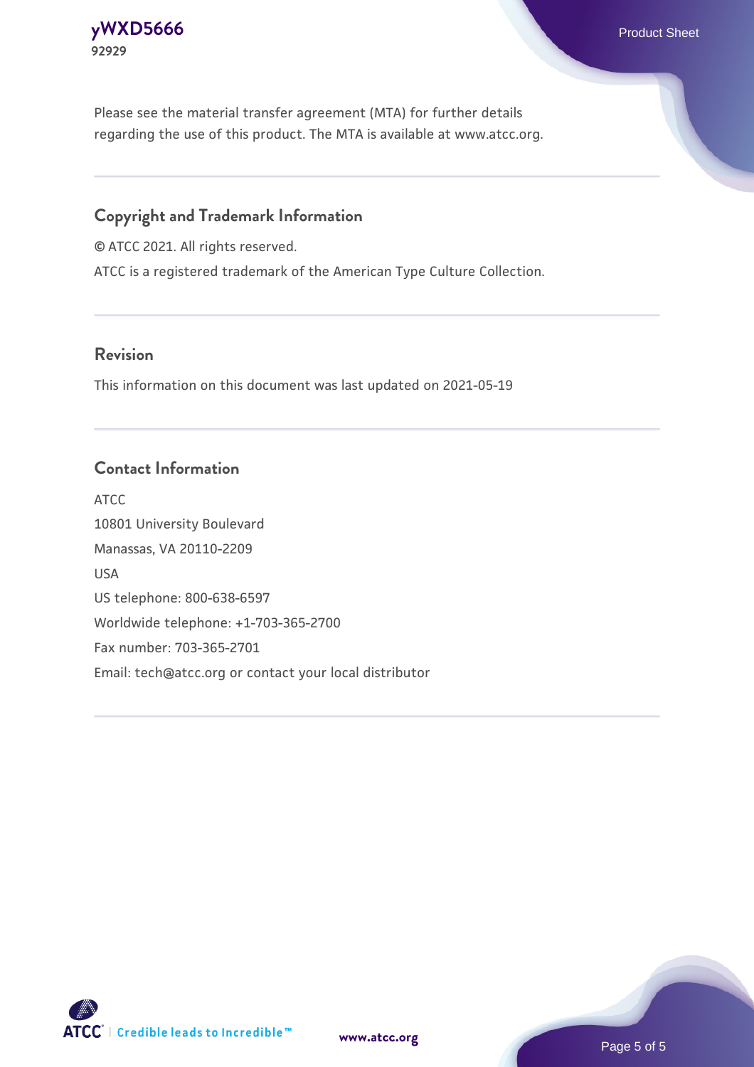Please see the material transfer agreement (MTA) for further details regarding the use of this product. The MTA is available at www.atcc.org.

## Copyright and Trademark Information

© ATCC 2021. All rights reserved.

ATCC is a registered trademark of the American Type Culture Collection.

## Revision

This information on this document was last updated on 2021-05-19

## Contact Information

ATCC

10801 University Boulevard

Manassas, VA 20110-2209

USA

US telephone: 800-638-6597

Worldwide telephone: +1-703-365-2700

Fax number: 703-365-2701

Email: tech@atcc.org or contact your local distributor